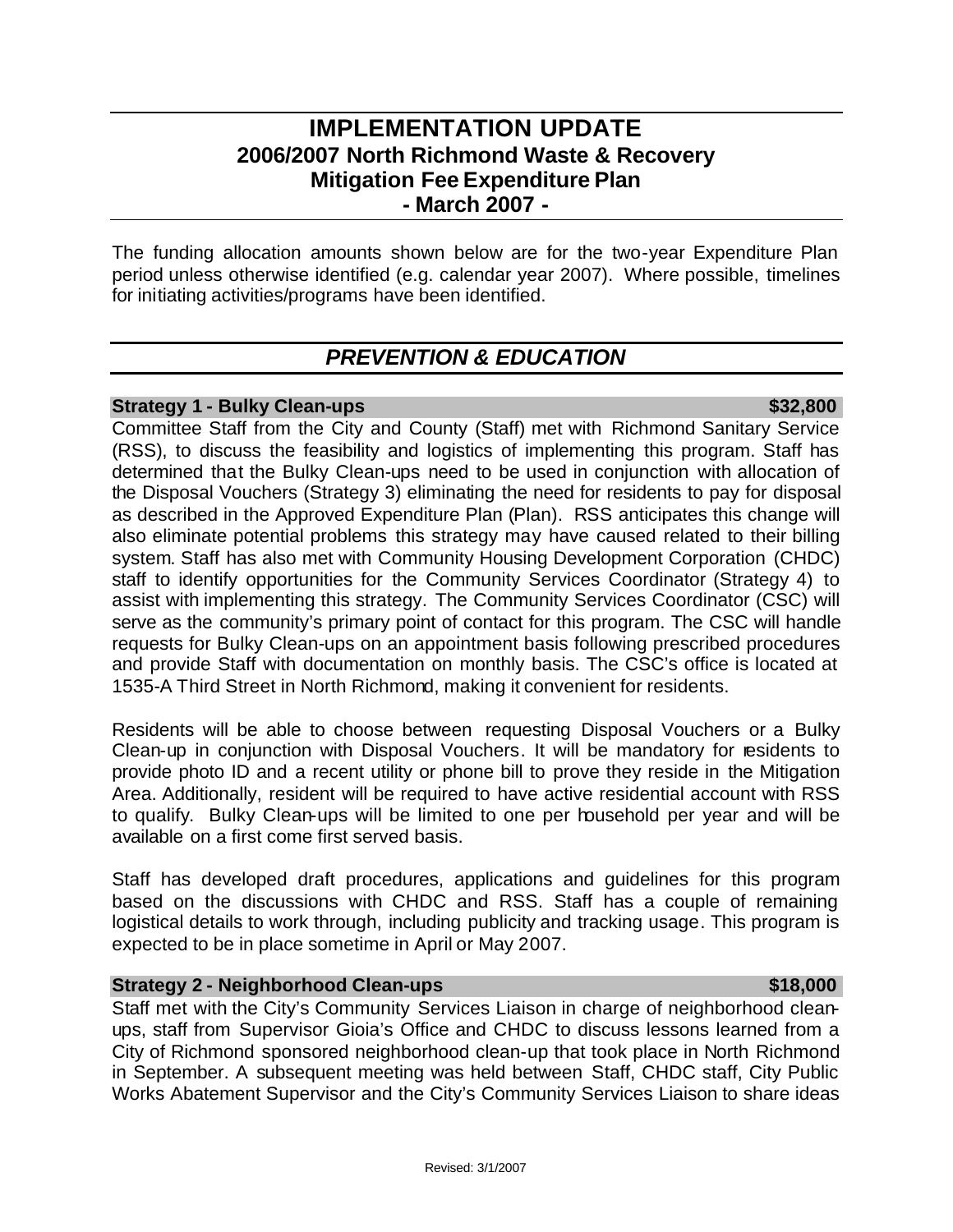# IMPLEMENTATION UPDATE
## 2006/2007 North Richmond Waste & Recovery Mitigation Fee Expenditure Plan
## - March 2007 -

The funding allocation amounts shown below are for the two-year Expenditure Plan period unless otherwise identified (e.g. calendar year 2007). Where possible, timelines for initiating activities/programs have been identified.

## *PREVENTION & EDUCATION*

### Strategy 1 - Bulky Clean-ups $32,800

Committee Staff from the City and County (Staff) met with Richmond Sanitary Service (RSS), to discuss the feasibility and logistics of implementing this program. Staff has determined that the Bulky Clean-ups need to be used in conjunction with allocation of the Disposal Vouchers (Strategy 3) eliminating the need for residents to pay for disposal as described in the Approved Expenditure Plan (Plan). RSS anticipates this change will also eliminate potential problems this strategy may have caused related to their billing system. Staff has also met with Community Housing Development Corporation (CHDC) staff to identify opportunities for the Community Services Coordinator (Strategy 4) to assist with implementing this strategy. The Community Services Coordinator (CSC) will serve as the community's primary point of contact for this program. The CSC will handle requests for Bulky Clean-ups on an appointment basis following prescribed procedures and provide Staff with documentation on monthly basis. The CSC's office is located at 1535-A Third Street in North Richmond, making it convenient for residents.

Residents will be able to choose between requesting Disposal Vouchers or a Bulky Clean-up in conjunction with Disposal Vouchers. It will be mandatory for residents to provide photo ID and a recent utility or phone bill to prove they reside in the Mitigation Area. Additionally, resident will be required to have active residential account with RSS to qualify. Bulky Clean-ups will be limited to one per household per year and will be available on a first come first served basis.

Staff has developed draft procedures, applications and guidelines for this program based on the discussions with CHDC and RSS. Staff has a couple of remaining logistical details to work through, including publicity and tracking usage. This program is expected to be in place sometime in April or May 2007.

### Strategy 2 - Neighborhood Clean-ups $18,000

Staff met with the City's Community Services Liaison in charge of neighborhood clean-ups, staff from Supervisor Gioia's Office and CHDC to discuss lessons learned from a City of Richmond sponsored neighborhood clean-up that took place in North Richmond in September. A subsequent meeting was held between Staff, CHDC staff, City Public Works Abatement Supervisor and the City's Community Services Liaison to share ideas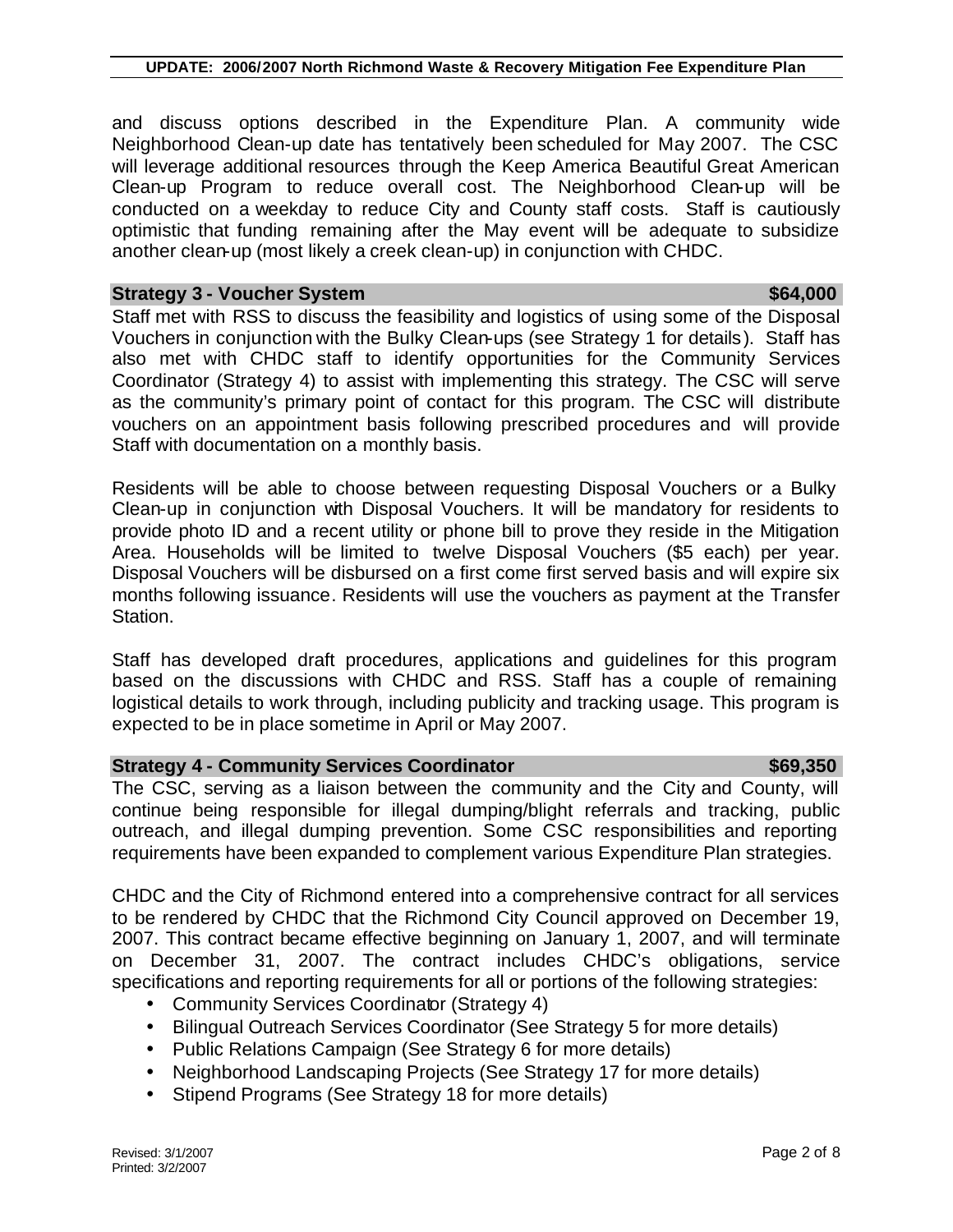and discuss options described in the Expenditure Plan. A community wide Neighborhood Clean-up date has tentatively been scheduled for May 2007. The CSC will leverage additional resources through the Keep America Beautiful Great American Clean-up Program to reduce overall cost. The Neighborhood Clean-up will be conducted on a weekday to reduce City and County staff costs. Staff is cautiously optimistic that funding remaining after the May event will be adequate to subsidize another clean-up (most likely a creek clean-up) in conjunction with CHDC.

### Strategy 3 - Voucher System — $64,000

Staff met with RSS to discuss the feasibility and logistics of using some of the Disposal Vouchers in conjunction with the Bulky Clean-ups (see Strategy 1 for details). Staff has also met with CHDC staff to identify opportunities for the Community Services Coordinator (Strategy 4) to assist with implementing this strategy. The CSC will serve as the community's primary point of contact for this program. The CSC will distribute vouchers on an appointment basis following prescribed procedures and will provide Staff with documentation on a monthly basis.

Residents will be able to choose between requesting Disposal Vouchers or a Bulky Clean-up in conjunction with Disposal Vouchers. It will be mandatory for residents to provide photo ID and a recent utility or phone bill to prove they reside in the Mitigation Area. Households will be limited to twelve Disposal Vouchers ($5 each) per year. Disposal Vouchers will be disbursed on a first come first served basis and will expire six months following issuance. Residents will use the vouchers as payment at the Transfer Station.

Staff has developed draft procedures, applications and guidelines for this program based on the discussions with CHDC and RSS. Staff has a couple of remaining logistical details to work through, including publicity and tracking usage. This program is expected to be in place sometime in April or May 2007.

### Strategy 4 - Community Services Coordinator — $69,350

The CSC, serving as a liaison between the community and the City and County, will continue being responsible for illegal dumping/blight referrals and tracking, public outreach, and illegal dumping prevention. Some CSC responsibilities and reporting requirements have been expanded to complement various Expenditure Plan strategies.

CHDC and the City of Richmond entered into a comprehensive contract for all services to be rendered by CHDC that the Richmond City Council approved on December 19, 2007. This contract became effective beginning on January 1, 2007, and will terminate on December 31, 2007. The contract includes CHDC's obligations, service specifications and reporting requirements for all or portions of the following strategies:

- Community Services Coordinator (Strategy 4)
- Bilingual Outreach Services Coordinator (See Strategy 5 for more details)
- Public Relations Campaign (See Strategy 6 for more details)
- Neighborhood Landscaping Projects (See Strategy 17 for more details)
- Stipend Programs (See Strategy 18 for more details)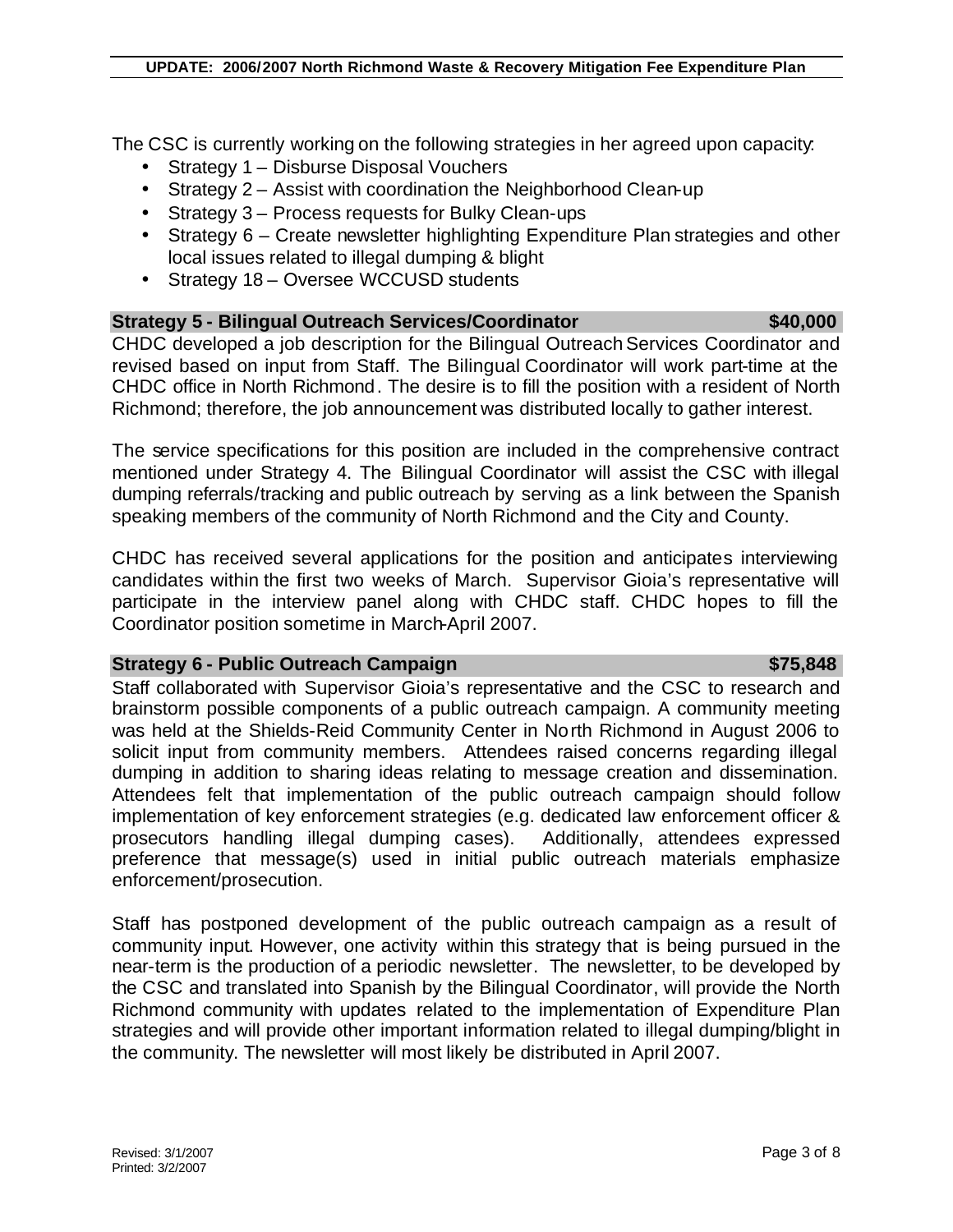The CSC is currently working on the following strategies in her agreed upon capacity:

- Strategy 1 – Disburse Disposal Vouchers
- Strategy 2 – Assist with coordination the Neighborhood Clean-up
- Strategy 3 – Process requests for Bulky Clean-ups
- Strategy 6 – Create newsletter highlighting Expenditure Plan strategies and other local issues related to illegal dumping & blight
- Strategy 18 – Oversee WCCUSD students

### Strategy 5 - Bilingual Outreach Services/Coordinator — $40,000

CHDC developed a job description for the Bilingual Outreach Services Coordinator and revised based on input from Staff. The Bilingual Coordinator will work part-time at the CHDC office in North Richmond. The desire is to fill the position with a resident of North Richmond; therefore, the job announcement was distributed locally to gather interest.

The service specifications for this position are included in the comprehensive contract mentioned under Strategy 4. The Bilingual Coordinator will assist the CSC with illegal dumping referrals/tracking and public outreach by serving as a link between the Spanish speaking members of the community of North Richmond and the City and County.

CHDC has received several applications for the position and anticipates interviewing candidates within the first two weeks of March. Supervisor Gioia's representative will participate in the interview panel along with CHDC staff. CHDC hopes to fill the Coordinator position sometime in March-April 2007.

### Strategy 6 - Public Outreach Campaign — $75,848

Staff collaborated with Supervisor Gioia's representative and the CSC to research and brainstorm possible components of a public outreach campaign. A community meeting was held at the Shields-Reid Community Center in North Richmond in August 2006 to solicit input from community members. Attendees raised concerns regarding illegal dumping in addition to sharing ideas relating to message creation and dissemination. Attendees felt that implementation of the public outreach campaign should follow implementation of key enforcement strategies (e.g. dedicated law enforcement officer & prosecutors handling illegal dumping cases). Additionally, attendees expressed preference that message(s) used in initial public outreach materials emphasize enforcement/prosecution.

Staff has postponed development of the public outreach campaign as a result of community input. However, one activity within this strategy that is being pursued in the near-term is the production of a periodic newsletter. The newsletter, to be developed by the CSC and translated into Spanish by the Bilingual Coordinator, will provide the North Richmond community with updates related to the implementation of Expenditure Plan strategies and will provide other important information related to illegal dumping/blight in the community. The newsletter will most likely be distributed in April 2007.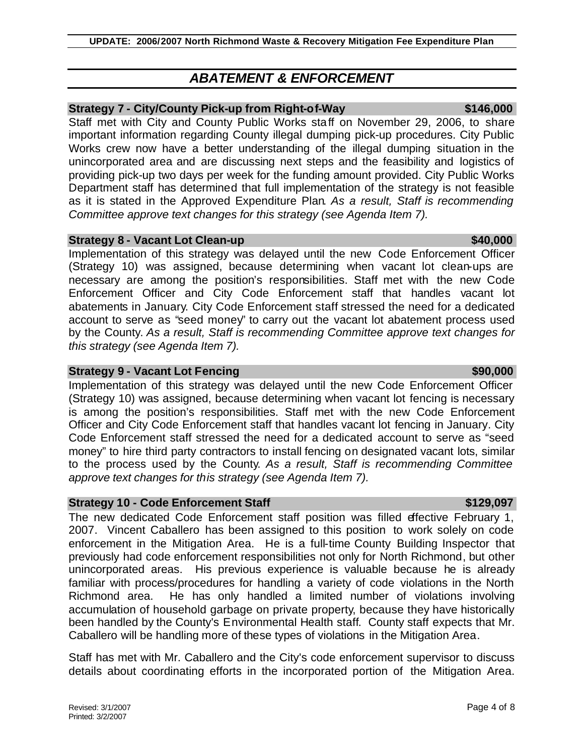## *ABATEMENT & ENFORCEMENT*

**Strategy 7 - City/County Pick-up from Right-of-Way — $146,000**

Staff met with City and County Public Works staff on November 29, 2006, to share important information regarding County illegal dumping pick-up procedures. City Public Works crew now have a better understanding of the illegal dumping situation in the unincorporated area and are discussing next steps and the feasibility and logistics of providing pick-up two days per week for the funding amount provided. City Public Works Department staff has determined that full implementation of the strategy is not feasible as it is stated in the Approved Expenditure Plan. *As a result, Staff is recommending Committee approve text changes for this strategy (see Agenda Item 7).*

**Strategy 8 - Vacant Lot Clean-up — $40,000**

Implementation of this strategy was delayed until the new Code Enforcement Officer (Strategy 10) was assigned, because determining when vacant lot clean-ups are necessary are among the position's responsibilities. Staff met with the new Code Enforcement Officer and City Code Enforcement staff that handles vacant lot abatements in January. City Code Enforcement staff stressed the need for a dedicated account to serve as "seed money" to carry out the vacant lot abatement process used by the County. *As a result, Staff is recommending Committee approve text changes for this strategy (see Agenda Item 7).*

**Strategy 9 - Vacant Lot Fencing — $90,000**

Implementation of this strategy was delayed until the new Code Enforcement Officer (Strategy 10) was assigned, because determining when vacant lot fencing is necessary is among the position's responsibilities. Staff met with the new Code Enforcement Officer and City Code Enforcement staff that handles vacant lot fencing in January. City Code Enforcement staff stressed the need for a dedicated account to serve as "seed money" to hire third party contractors to install fencing on designated vacant lots, similar to the process used by the County. *As a result, Staff is recommending Committee approve text changes for this strategy (see Agenda Item 7).*

**Strategy 10 - Code Enforcement Staff — $129,097**

The new dedicated Code Enforcement staff position was filled effective February 1, 2007. Vincent Caballero has been assigned to this position to work solely on code enforcement in the Mitigation Area. He is a full-time County Building Inspector that previously had code enforcement responsibilities not only for North Richmond, but other unincorporated areas. His previous experience is valuable because he is already familiar with process/procedures for handling a variety of code violations in the North Richmond area. He has only handled a limited number of violations involving accumulation of household garbage on private property, because they have historically been handled by the County's Environmental Health staff. County staff expects that Mr. Caballero will be handling more of these types of violations in the Mitigation Area.

Staff has met with Mr. Caballero and the City's code enforcement supervisor to discuss details about coordinating efforts in the incorporated portion of the Mitigation Area.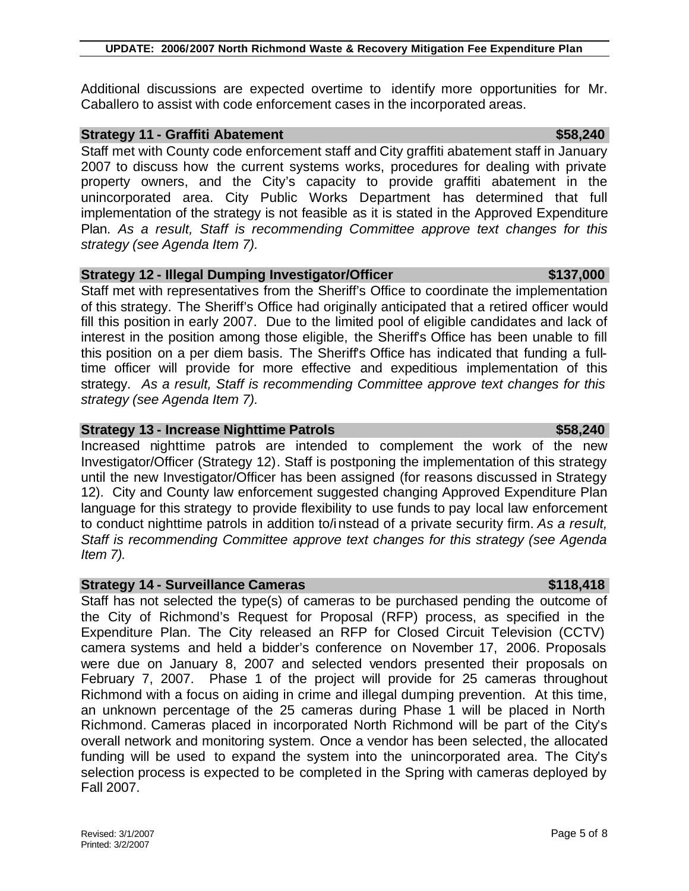Additional discussions are expected overtime to identify more opportunities for Mr. Caballero to assist with code enforcement cases in the incorporated areas.

### Strategy 11 - Graffiti Abatement — $58,240

Staff met with County code enforcement staff and City graffiti abatement staff in January 2007 to discuss how the current systems works, procedures for dealing with private property owners, and the City's capacity to provide graffiti abatement in the unincorporated area. City Public Works Department has determined that full implementation of the strategy is not feasible as it is stated in the Approved Expenditure Plan. *As a result, Staff is recommending Committee approve text changes for this strategy (see Agenda Item 7).*

### Strategy 12 - Illegal Dumping Investigator/Officer — $137,000

Staff met with representatives from the Sheriff's Office to coordinate the implementation of this strategy. The Sheriff's Office had originally anticipated that a retired officer would fill this position in early 2007. Due to the limited pool of eligible candidates and lack of interest in the position among those eligible, the Sheriff's Office has been unable to fill this position on a per diem basis. The Sheriff's Office has indicated that funding a full-time officer will provide for more effective and expeditious implementation of this strategy. *As a result, Staff is recommending Committee approve text changes for this strategy (see Agenda Item 7).*

### Strategy 13 - Increase Nighttime Patrols — $58,240

Increased nighttime patrols are intended to complement the work of the new Investigator/Officer (Strategy 12). Staff is postponing the implementation of this strategy until the new Investigator/Officer has been assigned (for reasons discussed in Strategy 12). City and County law enforcement suggested changing Approved Expenditure Plan language for this strategy to provide flexibility to use funds to pay local law enforcement to conduct nighttime patrols in addition to/instead of a private security firm. *As a result, Staff is recommending Committee approve text changes for this strategy (see Agenda Item 7).*

### Strategy 14 - Surveillance Cameras — $118,418

Staff has not selected the type(s) of cameras to be purchased pending the outcome of the City of Richmond's Request for Proposal (RFP) process, as specified in the Expenditure Plan. The City released an RFP for Closed Circuit Television (CCTV) camera systems and held a bidder's conference on November 17, 2006. Proposals were due on January 8, 2007 and selected vendors presented their proposals on February 7, 2007. Phase 1 of the project will provide for 25 cameras throughout Richmond with a focus on aiding in crime and illegal dumping prevention. At this time, an unknown percentage of the 25 cameras during Phase 1 will be placed in North Richmond. Cameras placed in incorporated North Richmond will be part of the City's overall network and monitoring system. Once a vendor has been selected, the allocated funding will be used to expand the system into the unincorporated area. The City's selection process is expected to be completed in the Spring with cameras deployed by Fall 2007.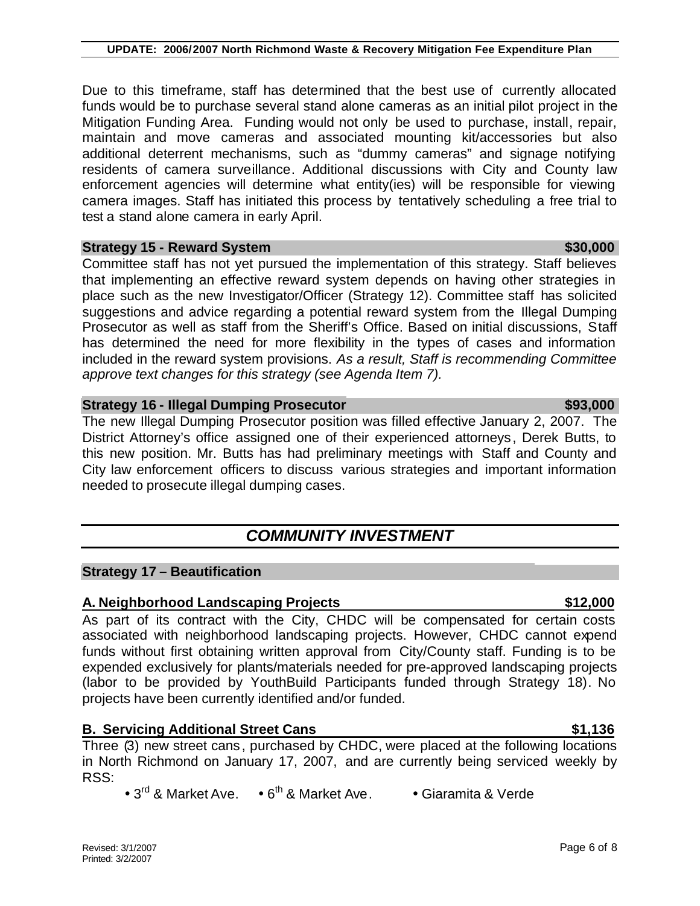Due to this timeframe, staff has determined that the best use of currently allocated funds would be to purchase several stand alone cameras as an initial pilot project in the Mitigation Funding Area. Funding would not only be used to purchase, install, repair, maintain and move cameras and associated mounting kit/accessories but also additional deterrent mechanisms, such as "dummy cameras" and signage notifying residents of camera surveillance. Additional discussions with City and County law enforcement agencies will determine what entity(ies) will be responsible for viewing camera images. Staff has initiated this process by tentatively scheduling a free trial to test a stand alone camera in early April.

**Strategy 15 - Reward System $30,000**

Committee staff has not yet pursued the implementation of this strategy. Staff believes that implementing an effective reward system depends on having other strategies in place such as the new Investigator/Officer (Strategy 12). Committee staff has solicited suggestions and advice regarding a potential reward system from the Illegal Dumping Prosecutor as well as staff from the Sheriff's Office. Based on initial discussions, Staff has determined the need for more flexibility in the types of cases and information included in the reward system provisions. *As a result, Staff is recommending Committee approve text changes for this strategy (see Agenda Item 7).*

**Strategy 16 - Illegal Dumping Prosecutor $93,000**

The new Illegal Dumping Prosecutor position was filled effective January 2, 2007. The District Attorney's office assigned one of their experienced attorneys, Derek Butts, to this new position. Mr. Butts has had preliminary meetings with Staff and County and City law enforcement officers to discuss various strategies and important information needed to prosecute illegal dumping cases.

## *COMMUNITY INVESTMENT*

**Strategy 17 – Beautification**

**A. Neighborhood Landscaping Projects $12,000**

As part of its contract with the City, CHDC will be compensated for certain costs associated with neighborhood landscaping projects. However, CHDC cannot expend funds without first obtaining written approval from City/County staff. Funding is to be expended exclusively for plants/materials needed for pre-approved landscaping projects (labor to be provided by YouthBuild Participants funded through Strategy 18). No projects have been currently identified and/or funded.

**B. Servicing Additional Street Cans $1,136**

Three (3) new street cans, purchased by CHDC, were placed at the following locations in North Richmond on January 17, 2007, and are currently being serviced weekly by RSS:

- 3rd & Market Ave.
- 6th & Market Ave.
- Giaramita & Verde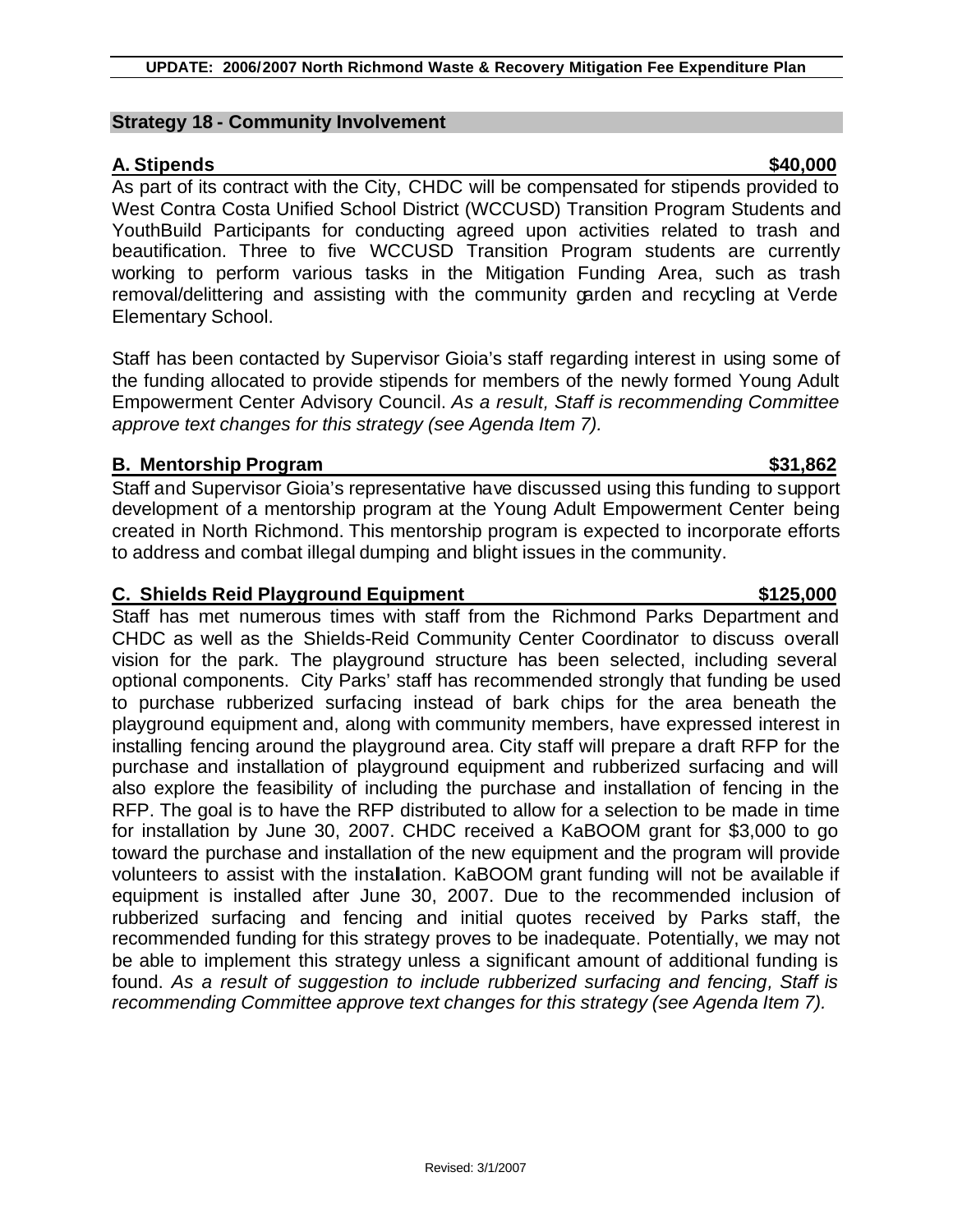## Strategy 18 - Community Involvement

### A. Stipends $40,000

As part of its contract with the City, CHDC will be compensated for stipends provided to West Contra Costa Unified School District (WCCUSD) Transition Program Students and YouthBuild Participants for conducting agreed upon activities related to trash and beautification. Three to five WCCUSD Transition Program students are currently working to perform various tasks in the Mitigation Funding Area, such as trash removal/delittering and assisting with the community garden and recycling at Verde Elementary School.

Staff has been contacted by Supervisor Gioia's staff regarding interest in using some of the funding allocated to provide stipends for members of the newly formed Young Adult Empowerment Center Advisory Council. *As a result, Staff is recommending Committee approve text changes for this strategy (see Agenda Item 7).*

### B. Mentorship Program $31,862

Staff and Supervisor Gioia's representative have discussed using this funding to support development of a mentorship program at the Young Adult Empowerment Center being created in North Richmond. This mentorship program is expected to incorporate efforts to address and combat illegal dumping and blight issues in the community.

### C. Shields Reid Playground Equipment $125,000

Staff has met numerous times with staff from the Richmond Parks Department and CHDC as well as the Shields-Reid Community Center Coordinator to discuss overall vision for the park. The playground structure has been selected, including several optional components. City Parks' staff has recommended strongly that funding be used to purchase rubberized surfacing instead of bark chips for the area beneath the playground equipment and, along with community members, have expressed interest in installing fencing around the playground area. City staff will prepare a draft RFP for the purchase and installation of playground equipment and rubberized surfacing and will also explore the feasibility of including the purchase and installation of fencing in the RFP. The goal is to have the RFP distributed to allow for a selection to be made in time for installation by June 30, 2007. CHDC received a KaBOOM grant for $3,000 to go toward the purchase and installation of the new equipment and the program will provide volunteers to assist with the installation. KaBOOM grant funding will not be available if equipment is installed after June 30, 2007. Due to the recommended inclusion of rubberized surfacing and fencing and initial quotes received by Parks staff, the recommended funding for this strategy proves to be inadequate. Potentially, we may not be able to implement this strategy unless a significant amount of additional funding is found. *As a result of suggestion to include rubberized surfacing and fencing, Staff is recommending Committee approve text changes for this strategy (see Agenda Item 7).*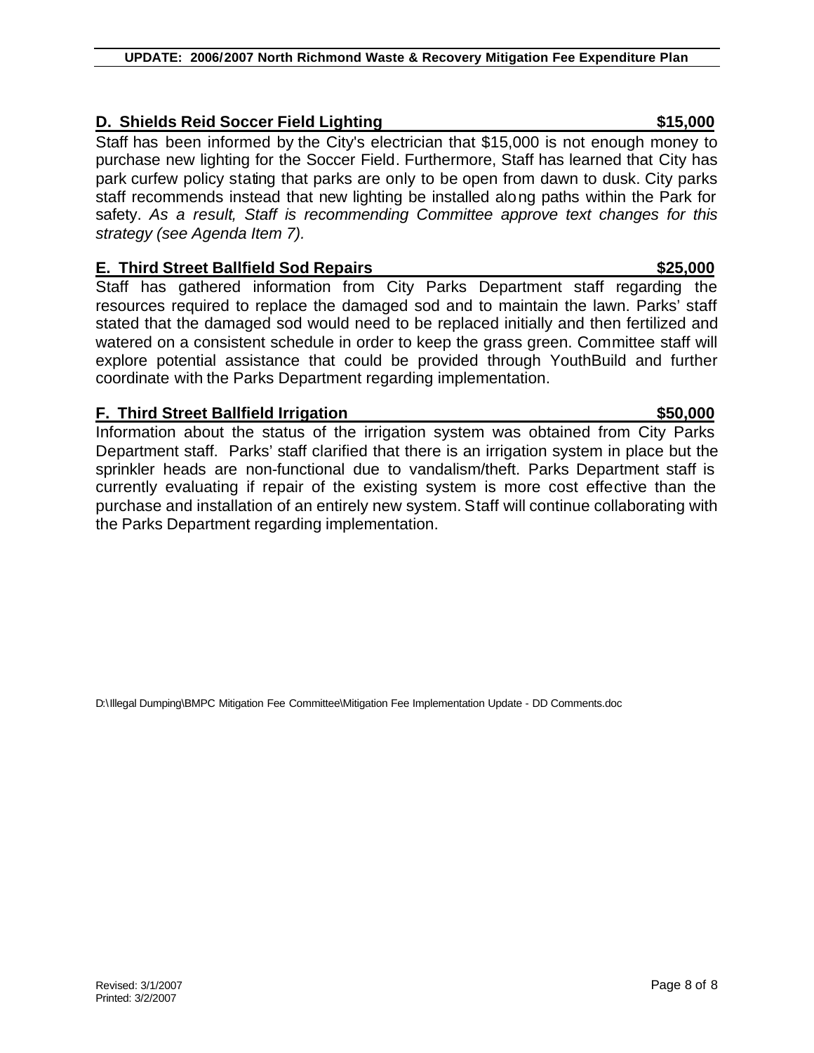### D. Shields Reid Soccer Field Lighting $15,000

Staff has been informed by the City's electrician that $15,000 is not enough money to purchase new lighting for the Soccer Field. Furthermore, Staff has learned that City has park curfew policy stating that parks are only to be open from dawn to dusk. City parks staff recommends instead that new lighting be installed along paths within the Park for safety. *As a result, Staff is recommending Committee approve text changes for this strategy (see Agenda Item 7).*

### E. Third Street Ballfield Sod Repairs $25,000

Staff has gathered information from City Parks Department staff regarding the resources required to replace the damaged sod and to maintain the lawn. Parks' staff stated that the damaged sod would need to be replaced initially and then fertilized and watered on a consistent schedule in order to keep the grass green. Committee staff will explore potential assistance that could be provided through YouthBuild and further coordinate with the Parks Department regarding implementation.

### F. Third Street Ballfield Irrigation $50,000

Information about the status of the irrigation system was obtained from City Parks Department staff. Parks' staff clarified that there is an irrigation system in place but the sprinkler heads are non-functional due to vandalism/theft. Parks Department staff is currently evaluating if repair of the existing system is more cost effective than the purchase and installation of an entirely new system. Staff will continue collaborating with the Parks Department regarding implementation.